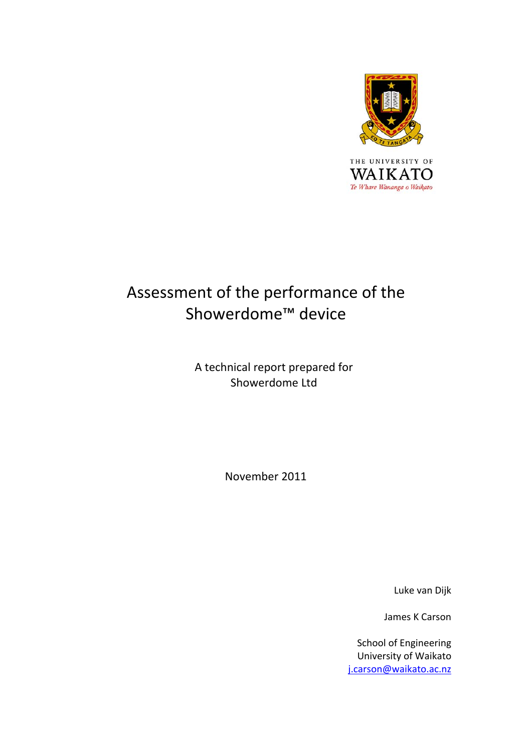THE UNIVERSITY OF
WAIKATO
*Te Whare Wānanga o Waikato*

# Assessment of the performance of the Showerdome™ device

A technical report prepared for
Showerdome Ltd

November 2011

Luke van Dijk

James K Carson

School of Engineering
University of Waikato
j.carson@waikato.ac.nz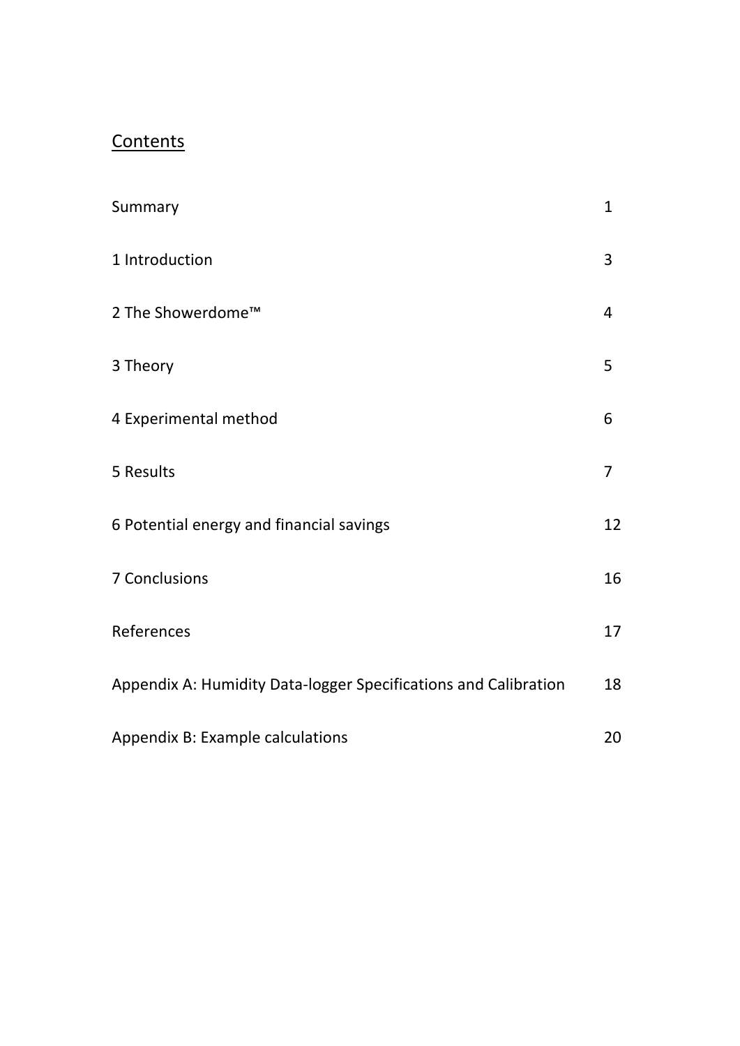# Contents

| | |
|---|---|
| Summary | 1 |
| 1 Introduction | 3 |
| 2 The Showerdome™ | 4 |
| 3 Theory | 5 |
| 4 Experimental method | 6 |
| 5 Results | 7 |
| 6 Potential energy and financial savings | 12 |
| 7 Conclusions | 16 |
| References | 17 |
| Appendix A: Humidity Data-logger Specifications and Calibration | 18 |
| Appendix B: Example calculations | 20 |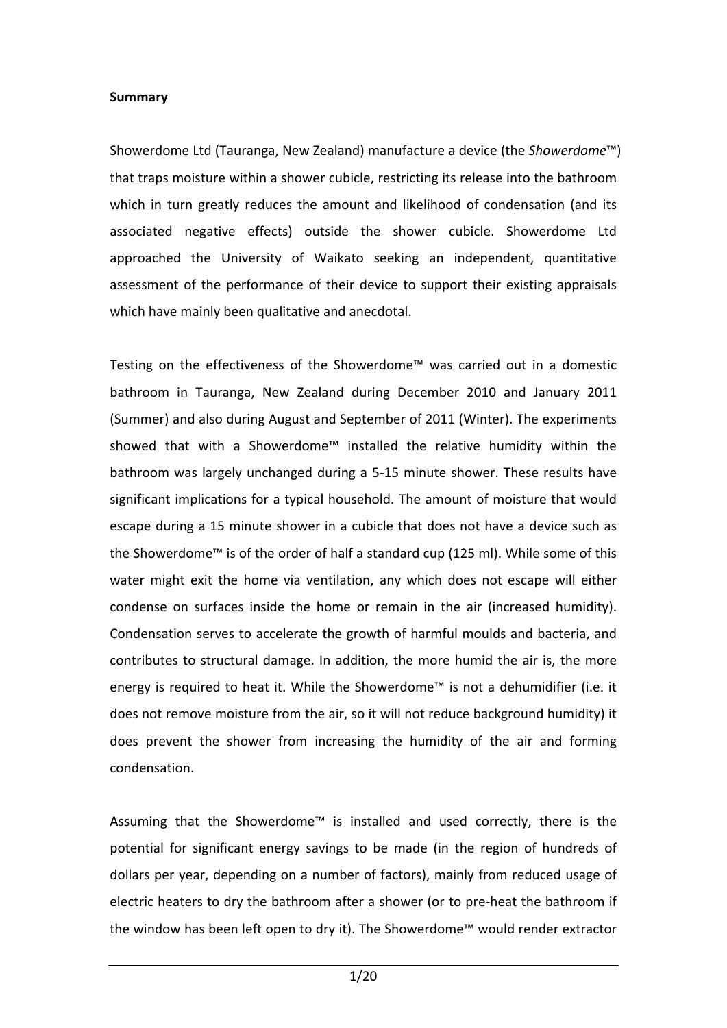**Summary**

Showerdome Ltd (Tauranga, New Zealand) manufacture a device (the *Showerdome*™) that traps moisture within a shower cubicle, restricting its release into the bathroom which in turn greatly reduces the amount and likelihood of condensation (and its associated negative effects) outside the shower cubicle. Showerdome Ltd approached the University of Waikato seeking an independent, quantitative assessment of the performance of their device to support their existing appraisals which have mainly been qualitative and anecdotal.

Testing on the effectiveness of the Showerdome™ was carried out in a domestic bathroom in Tauranga, New Zealand during December 2010 and January 2011 (Summer) and also during August and September of 2011 (Winter). The experiments showed that with a Showerdome™ installed the relative humidity within the bathroom was largely unchanged during a 5-15 minute shower. These results have significant implications for a typical household. The amount of moisture that would escape during a 15 minute shower in a cubicle that does not have a device such as the Showerdome™ is of the order of half a standard cup (125 ml). While some of this water might exit the home via ventilation, any which does not escape will either condense on surfaces inside the home or remain in the air (increased humidity). Condensation serves to accelerate the growth of harmful moulds and bacteria, and contributes to structural damage. In addition, the more humid the air is, the more energy is required to heat it. While the Showerdome™ is not a dehumidifier (i.e. it does not remove moisture from the air, so it will not reduce background humidity) it does prevent the shower from increasing the humidity of the air and forming condensation.

Assuming that the Showerdome™ is installed and used correctly, there is the potential for significant energy savings to be made (in the region of hundreds of dollars per year, depending on a number of factors), mainly from reduced usage of electric heaters to dry the bathroom after a shower (or to pre-heat the bathroom if the window has been left open to dry it). The Showerdome™ would render extractor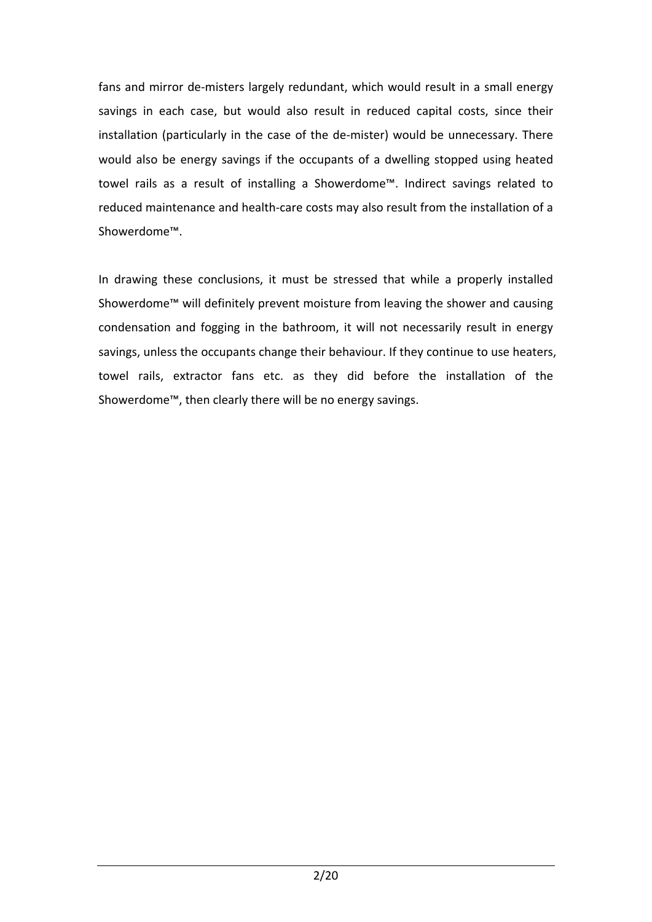fans and mirror de-misters largely redundant, which would result in a small energy savings in each case, but would also result in reduced capital costs, since their installation (particularly in the case of the de-mister) would be unnecessary. There would also be energy savings if the occupants of a dwelling stopped using heated towel rails as a result of installing a Showerdome™. Indirect savings related to reduced maintenance and health-care costs may also result from the installation of a Showerdome™.

In drawing these conclusions, it must be stressed that while a properly installed Showerdome™ will definitely prevent moisture from leaving the shower and causing condensation and fogging in the bathroom, it will not necessarily result in energy savings, unless the occupants change their behaviour. If they continue to use heaters, towel rails, extractor fans etc. as they did before the installation of the Showerdome™, then clearly there will be no energy savings.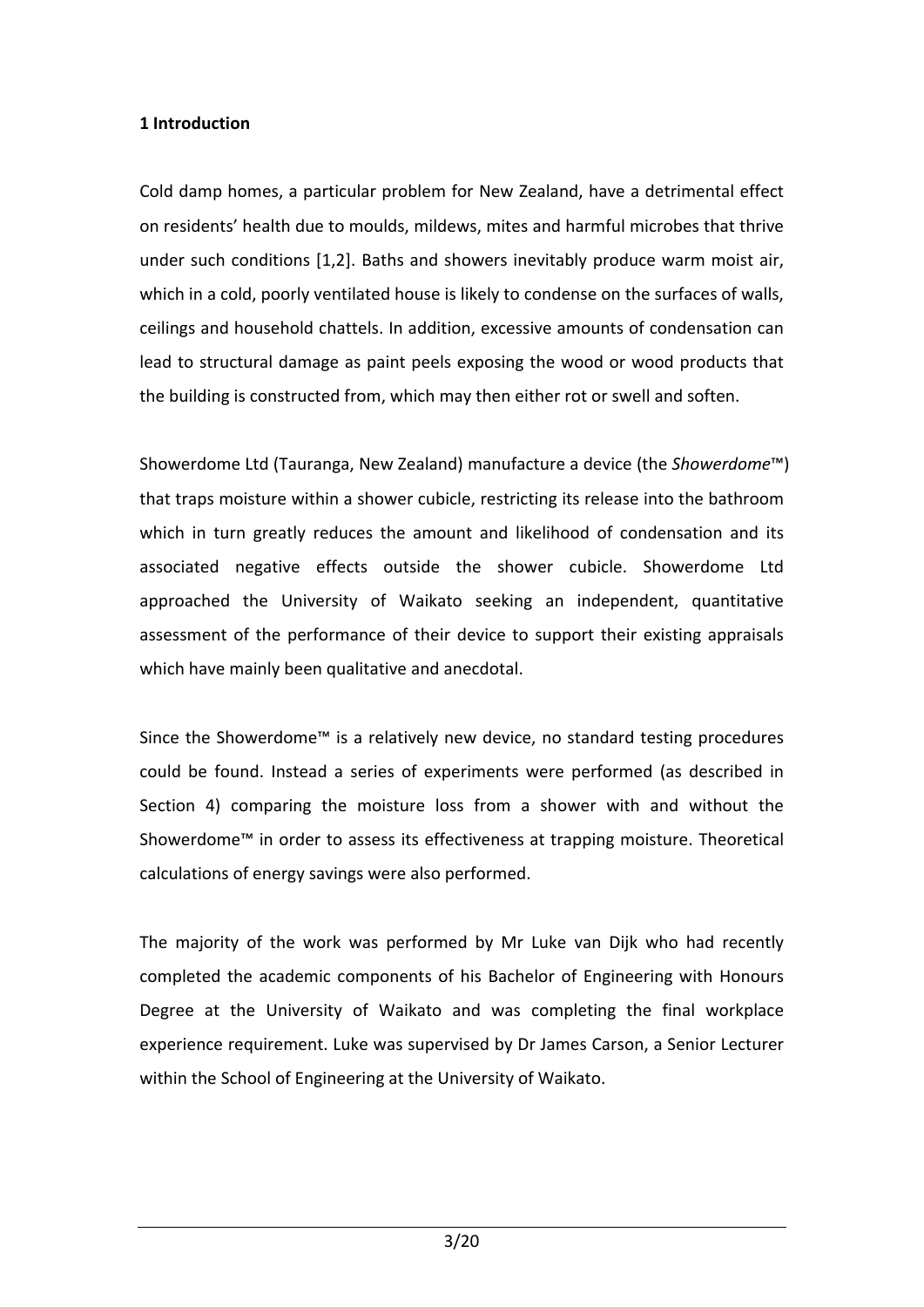## 1 Introduction

Cold damp homes, a particular problem for New Zealand, have a detrimental effect on residents' health due to moulds, mildews, mites and harmful microbes that thrive under such conditions [1,2]. Baths and showers inevitably produce warm moist air, which in a cold, poorly ventilated house is likely to condense on the surfaces of walls, ceilings and household chattels. In addition, excessive amounts of condensation can lead to structural damage as paint peels exposing the wood or wood products that the building is constructed from, which may then either rot or swell and soften.

Showerdome Ltd (Tauranga, New Zealand) manufacture a device (the *Showerdome*™) that traps moisture within a shower cubicle, restricting its release into the bathroom which in turn greatly reduces the amount and likelihood of condensation and its associated negative effects outside the shower cubicle. Showerdome Ltd approached the University of Waikato seeking an independent, quantitative assessment of the performance of their device to support their existing appraisals which have mainly been qualitative and anecdotal.

Since the Showerdome™ is a relatively new device, no standard testing procedures could be found. Instead a series of experiments were performed (as described in Section 4) comparing the moisture loss from a shower with and without the Showerdome™ in order to assess its effectiveness at trapping moisture. Theoretical calculations of energy savings were also performed.

The majority of the work was performed by Mr Luke van Dijk who had recently completed the academic components of his Bachelor of Engineering with Honours Degree at the University of Waikato and was completing the final workplace experience requirement. Luke was supervised by Dr James Carson, a Senior Lecturer within the School of Engineering at the University of Waikato.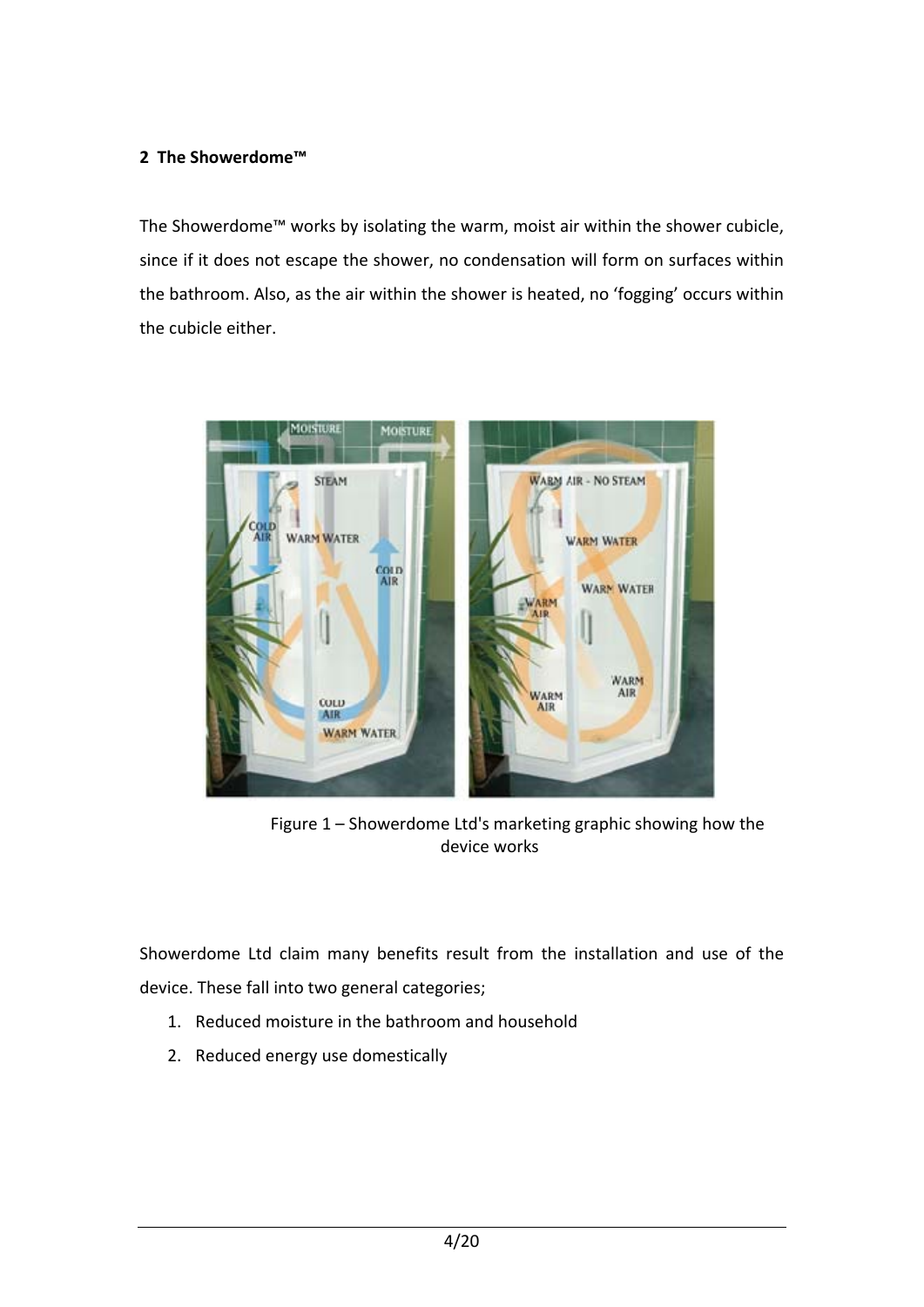## 2 The Showerdome™

The Showerdome™ works by isolating the warm, moist air within the shower cubicle, since if it does not escape the shower, no condensation will form on surfaces within the bathroom. Also, as the air within the shower is heated, no 'fogging' occurs within the cubicle either.

Figure 1 – Showerdome Ltd's marketing graphic showing how the device works

Showerdome Ltd claim many benefits result from the installation and use of the device. These fall into two general categories;

1. Reduced moisture in the bathroom and household
2. Reduced energy use domestically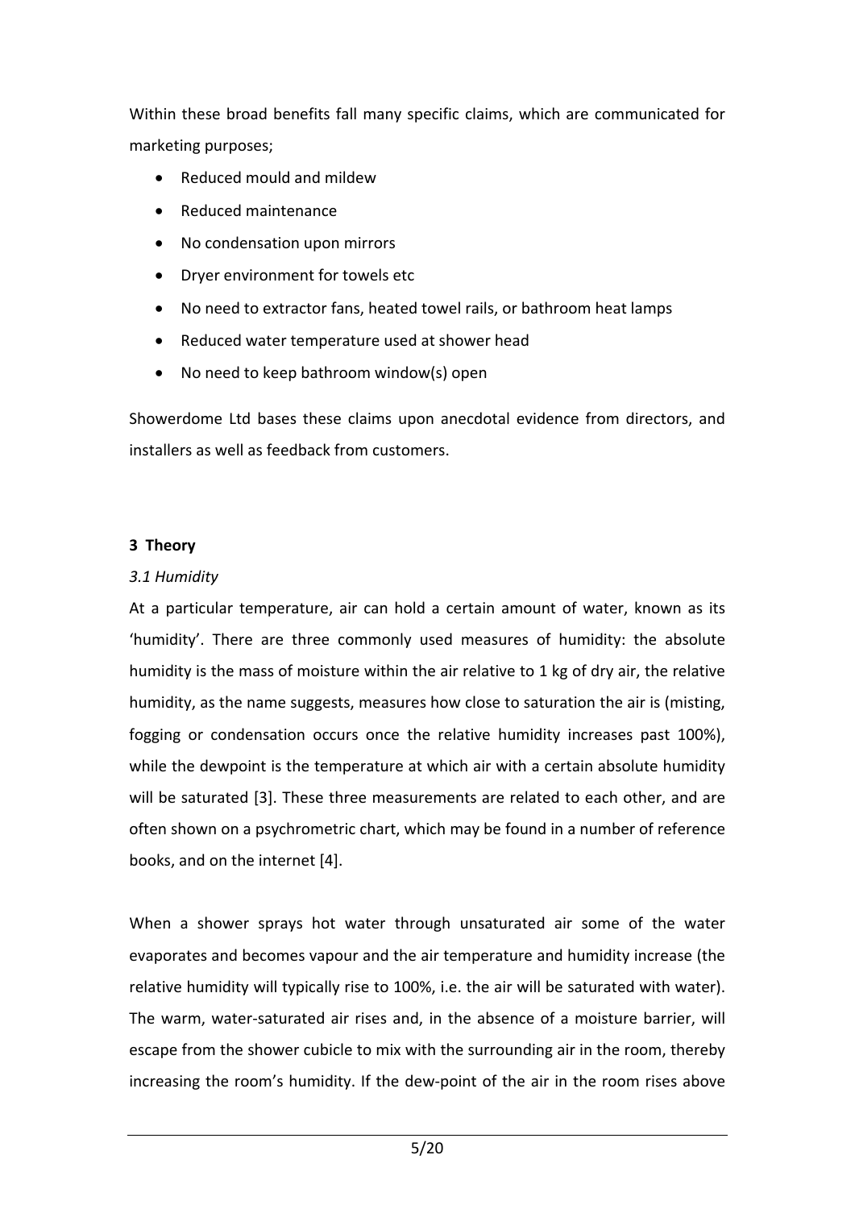Within these broad benefits fall many specific claims, which are communicated for marketing purposes;

- Reduced mould and mildew
- Reduced maintenance
- No condensation upon mirrors
- Dryer environment for towels etc
- No need to extractor fans, heated towel rails, or bathroom heat lamps
- Reduced water temperature used at shower head
- No need to keep bathroom window(s) open

Showerdome Ltd bases these claims upon anecdotal evidence from directors, and installers as well as feedback from customers.

## 3 Theory

### *3.1 Humidity*

At a particular temperature, air can hold a certain amount of water, known as its 'humidity'. There are three commonly used measures of humidity: the absolute humidity is the mass of moisture within the air relative to 1 kg of dry air, the relative humidity, as the name suggests, measures how close to saturation the air is (misting, fogging or condensation occurs once the relative humidity increases past 100%), while the dewpoint is the temperature at which air with a certain absolute humidity will be saturated [3]. These three measurements are related to each other, and are often shown on a psychrometric chart, which may be found in a number of reference books, and on the internet [4].

When a shower sprays hot water through unsaturated air some of the water evaporates and becomes vapour and the air temperature and humidity increase (the relative humidity will typically rise to 100%, i.e. the air will be saturated with water). The warm, water-saturated air rises and, in the absence of a moisture barrier, will escape from the shower cubicle to mix with the surrounding air in the room, thereby increasing the room's humidity. If the dew-point of the air in the room rises above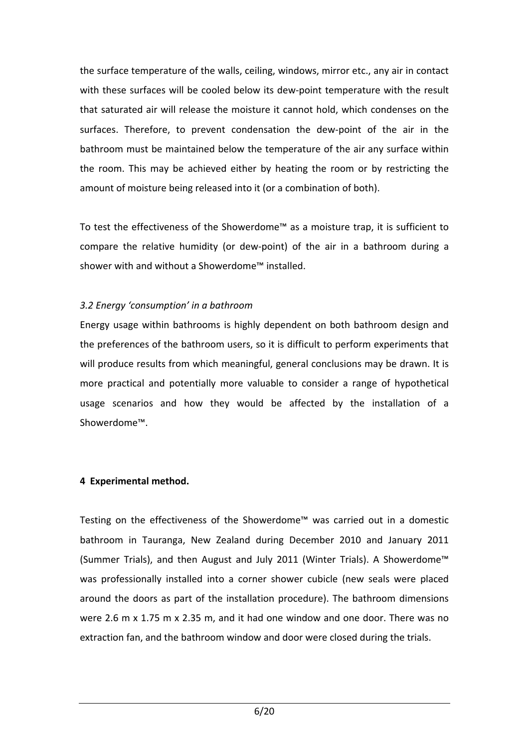the surface temperature of the walls, ceiling, windows, mirror etc., any air in contact with these surfaces will be cooled below its dew-point temperature with the result that saturated air will release the moisture it cannot hold, which condenses on the surfaces. Therefore, to prevent condensation the dew-point of the air in the bathroom must be maintained below the temperature of the air any surface within the room. This may be achieved either by heating the room or by restricting the amount of moisture being released into it (or a combination of both).

To test the effectiveness of the Showerdome™ as a moisture trap, it is sufficient to compare the relative humidity (or dew-point) of the air in a bathroom during a shower with and without a Showerdome™ installed.

### *3.2 Energy 'consumption' in a bathroom*

Energy usage within bathrooms is highly dependent on both bathroom design and the preferences of the bathroom users, so it is difficult to perform experiments that will produce results from which meaningful, general conclusions may be drawn. It is more practical and potentially more valuable to consider a range of hypothetical usage scenarios and how they would be affected by the installation of a Showerdome™.

## 4 Experimental method.

Testing on the effectiveness of the Showerdome™ was carried out in a domestic bathroom in Tauranga, New Zealand during December 2010 and January 2011 (Summer Trials), and then August and July 2011 (Winter Trials). A Showerdome™ was professionally installed into a corner shower cubicle (new seals were placed around the doors as part of the installation procedure). The bathroom dimensions were 2.6 m x 1.75 m x 2.35 m, and it had one window and one door. There was no extraction fan, and the bathroom window and door were closed during the trials.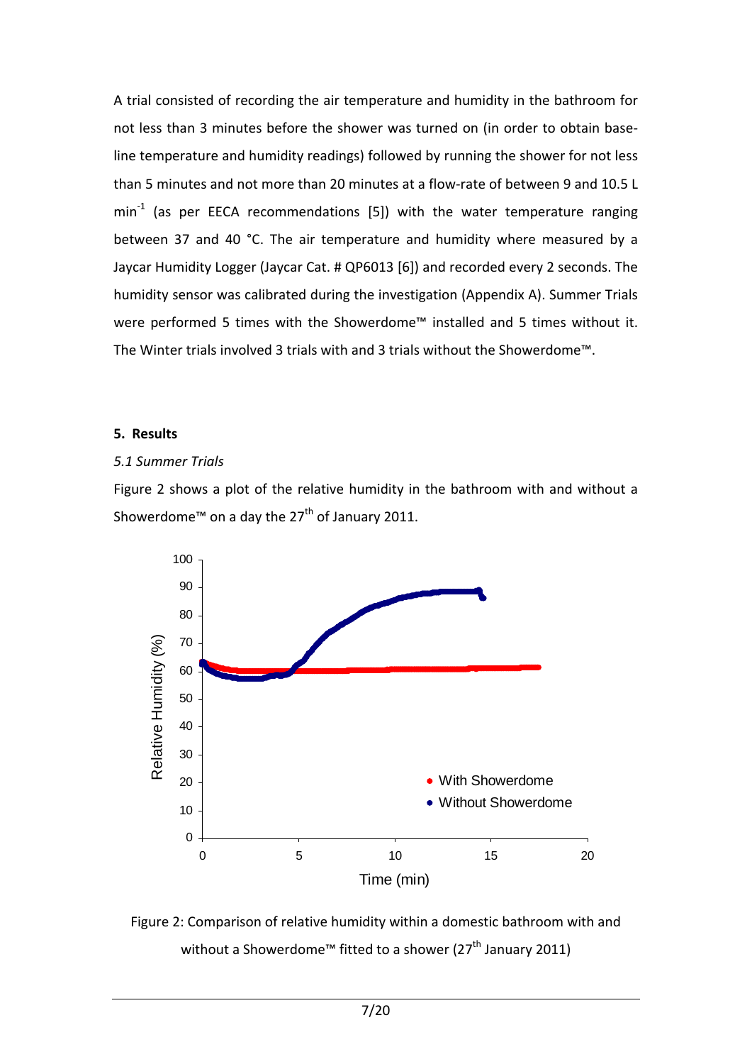A trial consisted of recording the air temperature and humidity in the bathroom for not less than 3 minutes before the shower was turned on (in order to obtain base-line temperature and humidity readings) followed by running the shower for not less than 5 minutes and not more than 20 minutes at a flow-rate of between 9 and 10.5 L min$^{-1}$ (as per EECA recommendations [5]) with the water temperature ranging between 37 and 40 °C. The air temperature and humidity where measured by a Jaycar Humidity Logger (Jaycar Cat. # QP6013 [6]) and recorded every 2 seconds. The humidity sensor was calibrated during the investigation (Appendix A). Summer Trials were performed 5 times with the Showerdome™ installed and 5 times without it. The Winter trials involved 3 trials with and 3 trials without the Showerdome™.

## 5. Results

### *5.1 Summer Trials*

Figure 2 shows a plot of the relative humidity in the bathroom with and without a Showerdome™ on a day the 27th of January 2011.

Figure 2: Comparison of relative humidity within a domestic bathroom with and without a Showerdome™ fitted to a shower (27th January 2011)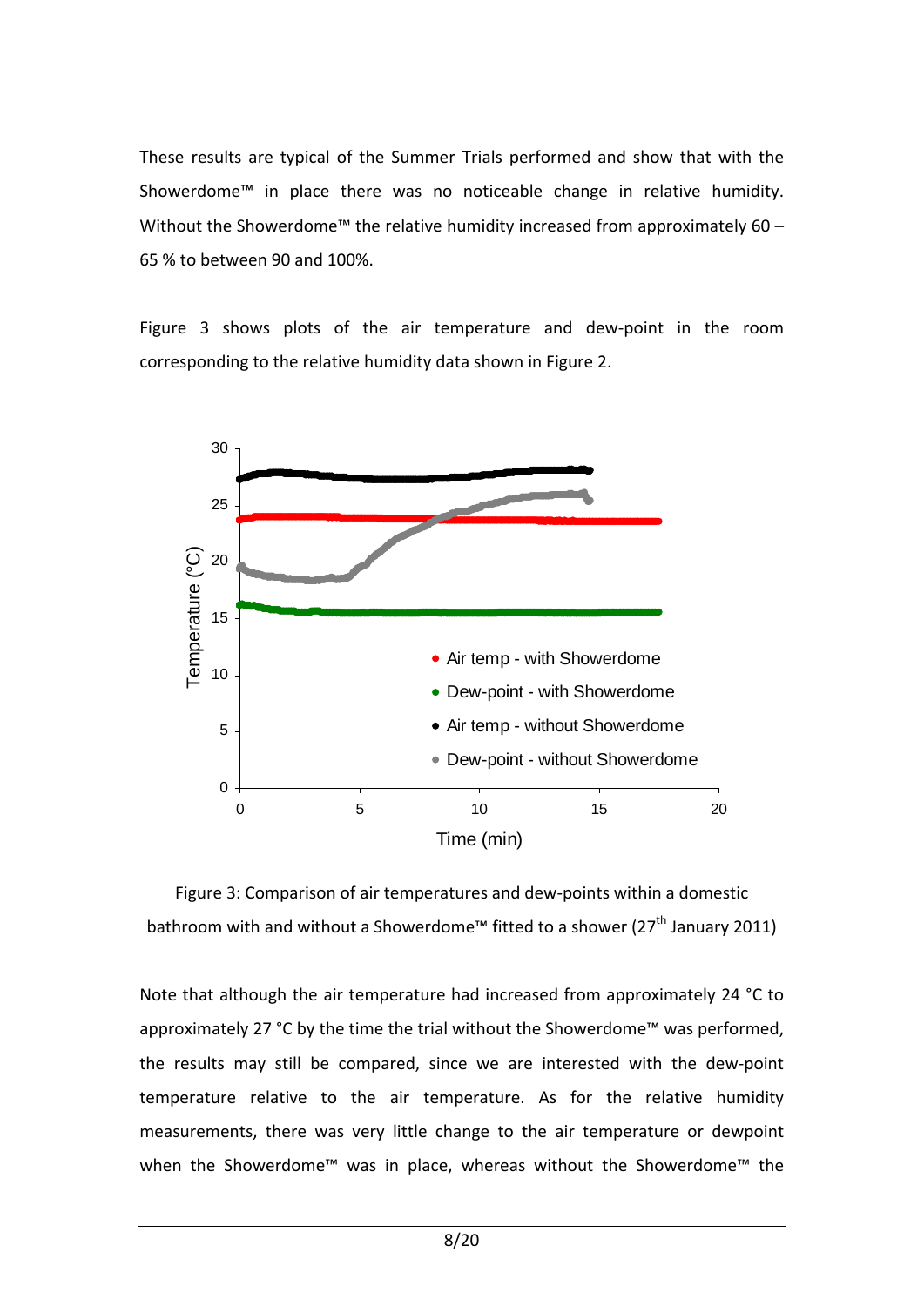These results are typical of the Summer Trials performed and show that with the Showerdome™ in place there was no noticeable change in relative humidity. Without the Showerdome™ the relative humidity increased from approximately 60 – 65 % to between 90 and 100%.

Figure 3 shows plots of the air temperature and dew-point in the room corresponding to the relative humidity data shown in Figure 2.

Figure 3: Comparison of air temperatures and dew-points within a domestic bathroom with and without a Showerdome™ fitted to a shower (27th January 2011)

Note that although the air temperature had increased from approximately 24 °C to approximately 27 °C by the time the trial without the Showerdome™ was performed, the results may still be compared, since we are interested with the dew-point temperature relative to the air temperature. As for the relative humidity measurements, there was very little change to the air temperature or dewpoint when the Showerdome™ was in place, whereas without the Showerdome™ the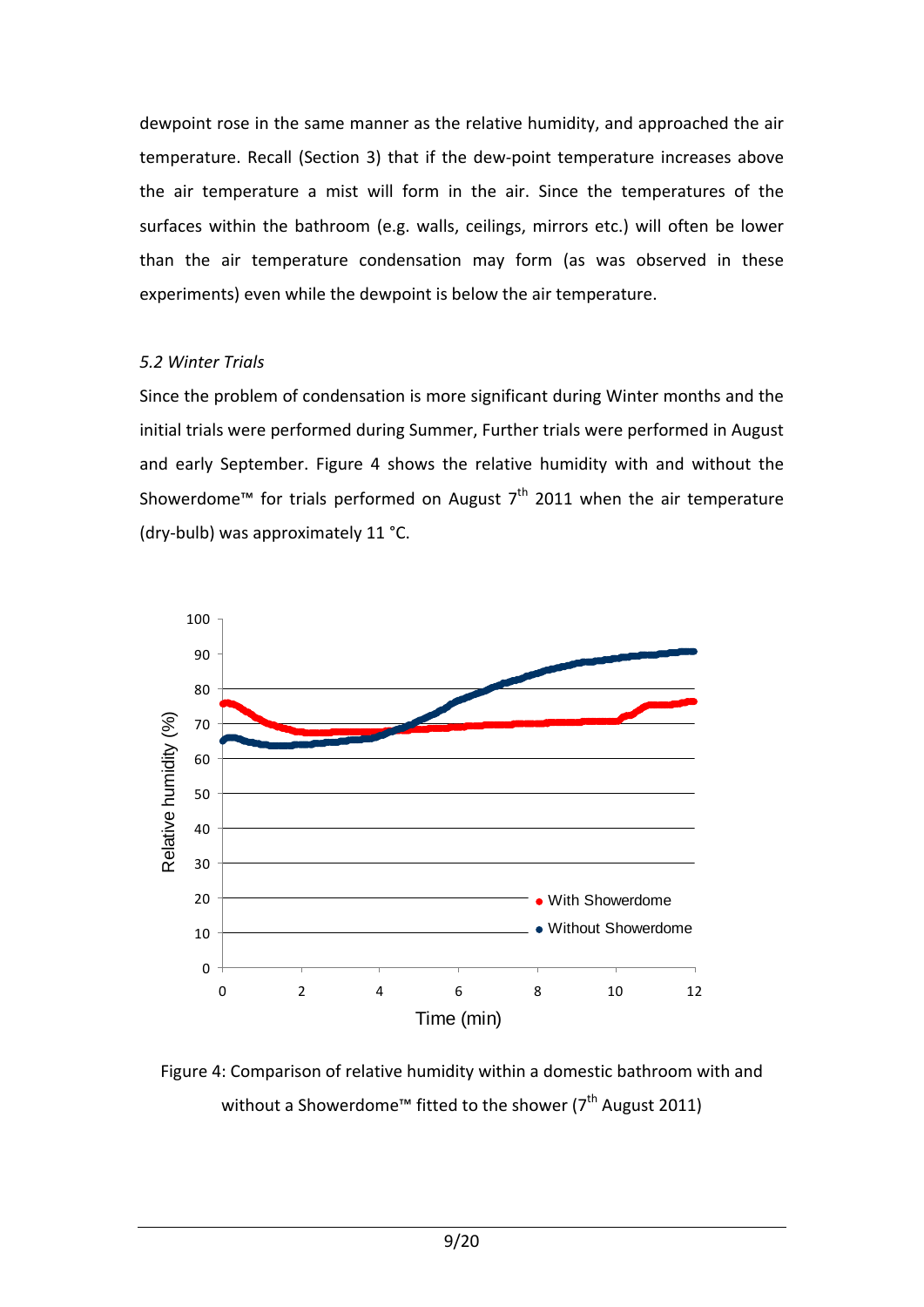dewpoint rose in the same manner as the relative humidity, and approached the air temperature. Recall (Section 3) that if the dew-point temperature increases above the air temperature a mist will form in the air. Since the temperatures of the surfaces within the bathroom (e.g. walls, ceilings, mirrors etc.) will often be lower than the air temperature condensation may form (as was observed in these experiments) even while the dewpoint is below the air temperature.

### *5.2 Winter Trials*

Since the problem of condensation is more significant during Winter months and the initial trials were performed during Summer, Further trials were performed in August and early September. Figure 4 shows the relative humidity with and without the Showerdome™ for trials performed on August 7th 2011 when the air temperature (dry-bulb) was approximately 11 °C.

Figure 4: Comparison of relative humidity within a domestic bathroom with and without a Showerdome™ fitted to the shower (7th August 2011)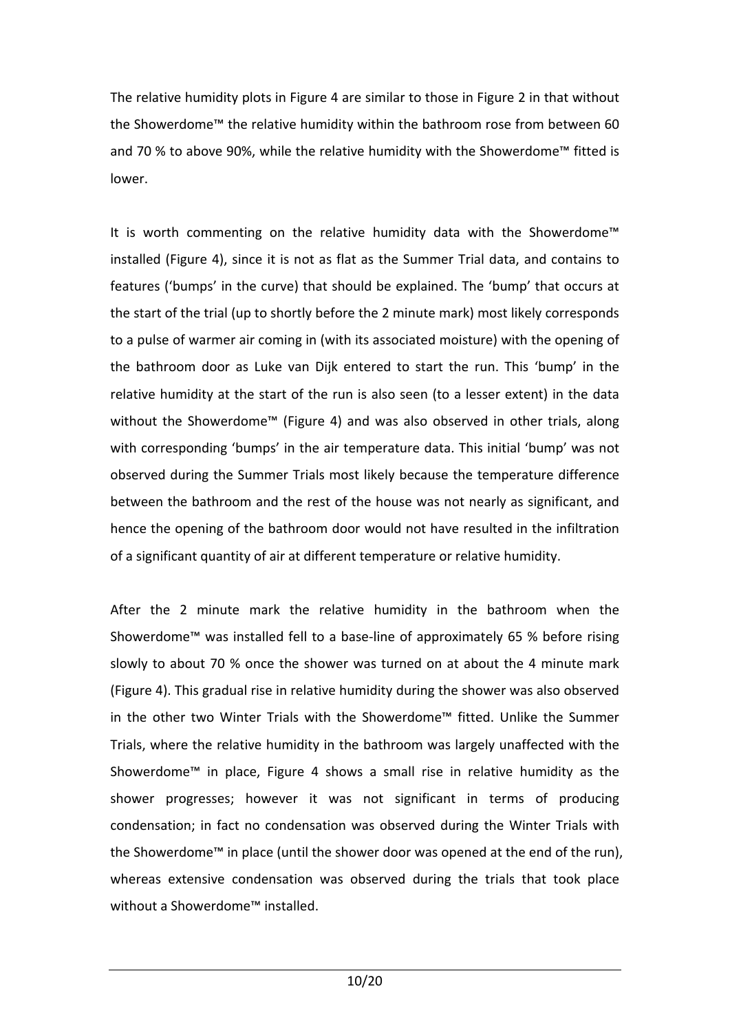The relative humidity plots in Figure 4 are similar to those in Figure 2 in that without the Showerdome™ the relative humidity within the bathroom rose from between 60 and 70 % to above 90%, while the relative humidity with the Showerdome™ fitted is lower.

It is worth commenting on the relative humidity data with the Showerdome™ installed (Figure 4), since it is not as flat as the Summer Trial data, and contains to features ('bumps' in the curve) that should be explained. The 'bump' that occurs at the start of the trial (up to shortly before the 2 minute mark) most likely corresponds to a pulse of warmer air coming in (with its associated moisture) with the opening of the bathroom door as Luke van Dijk entered to start the run. This 'bump' in the relative humidity at the start of the run is also seen (to a lesser extent) in the data without the Showerdome™ (Figure 4) and was also observed in other trials, along with corresponding 'bumps' in the air temperature data. This initial 'bump' was not observed during the Summer Trials most likely because the temperature difference between the bathroom and the rest of the house was not nearly as significant, and hence the opening of the bathroom door would not have resulted in the infiltration of a significant quantity of air at different temperature or relative humidity.

After the 2 minute mark the relative humidity in the bathroom when the Showerdome™ was installed fell to a base-line of approximately 65 % before rising slowly to about 70 % once the shower was turned on at about the 4 minute mark (Figure 4). This gradual rise in relative humidity during the shower was also observed in the other two Winter Trials with the Showerdome™ fitted. Unlike the Summer Trials, where the relative humidity in the bathroom was largely unaffected with the Showerdome™ in place, Figure 4 shows a small rise in relative humidity as the shower progresses; however it was not significant in terms of producing condensation; in fact no condensation was observed during the Winter Trials with the Showerdome™ in place (until the shower door was opened at the end of the run), whereas extensive condensation was observed during the trials that took place without a Showerdome™ installed.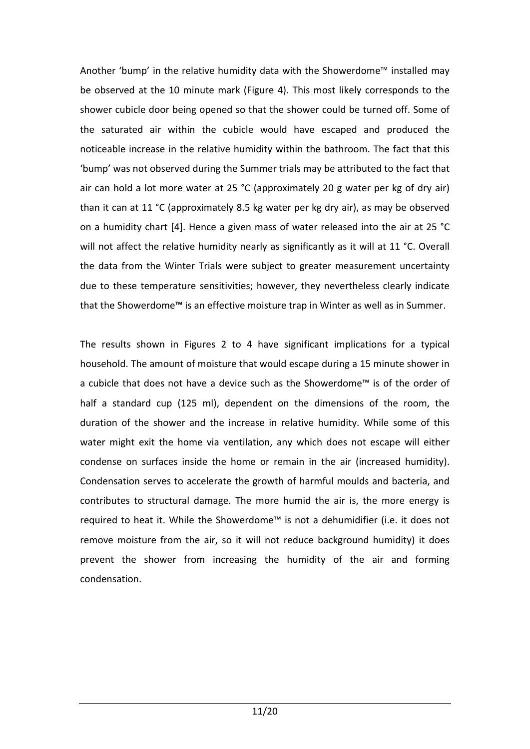Another 'bump' in the relative humidity data with the Showerdome™ installed may be observed at the 10 minute mark (Figure 4). This most likely corresponds to the shower cubicle door being opened so that the shower could be turned off. Some of the saturated air within the cubicle would have escaped and produced the noticeable increase in the relative humidity within the bathroom. The fact that this 'bump' was not observed during the Summer trials may be attributed to the fact that air can hold a lot more water at 25 °C (approximately 20 g water per kg of dry air) than it can at 11 °C (approximately 8.5 kg water per kg dry air), as may be observed on a humidity chart [4]. Hence a given mass of water released into the air at 25 °C will not affect the relative humidity nearly as significantly as it will at 11 °C. Overall the data from the Winter Trials were subject to greater measurement uncertainty due to these temperature sensitivities; however, they nevertheless clearly indicate that the Showerdome™ is an effective moisture trap in Winter as well as in Summer.

The results shown in Figures 2 to 4 have significant implications for a typical household. The amount of moisture that would escape during a 15 minute shower in a cubicle that does not have a device such as the Showerdome™ is of the order of half a standard cup (125 ml), dependent on the dimensions of the room, the duration of the shower and the increase in relative humidity. While some of this water might exit the home via ventilation, any which does not escape will either condense on surfaces inside the home or remain in the air (increased humidity). Condensation serves to accelerate the growth of harmful moulds and bacteria, and contributes to structural damage. The more humid the air is, the more energy is required to heat it. While the Showerdome™ is not a dehumidifier (i.e. it does not remove moisture from the air, so it will not reduce background humidity) it does prevent the shower from increasing the humidity of the air and forming condensation.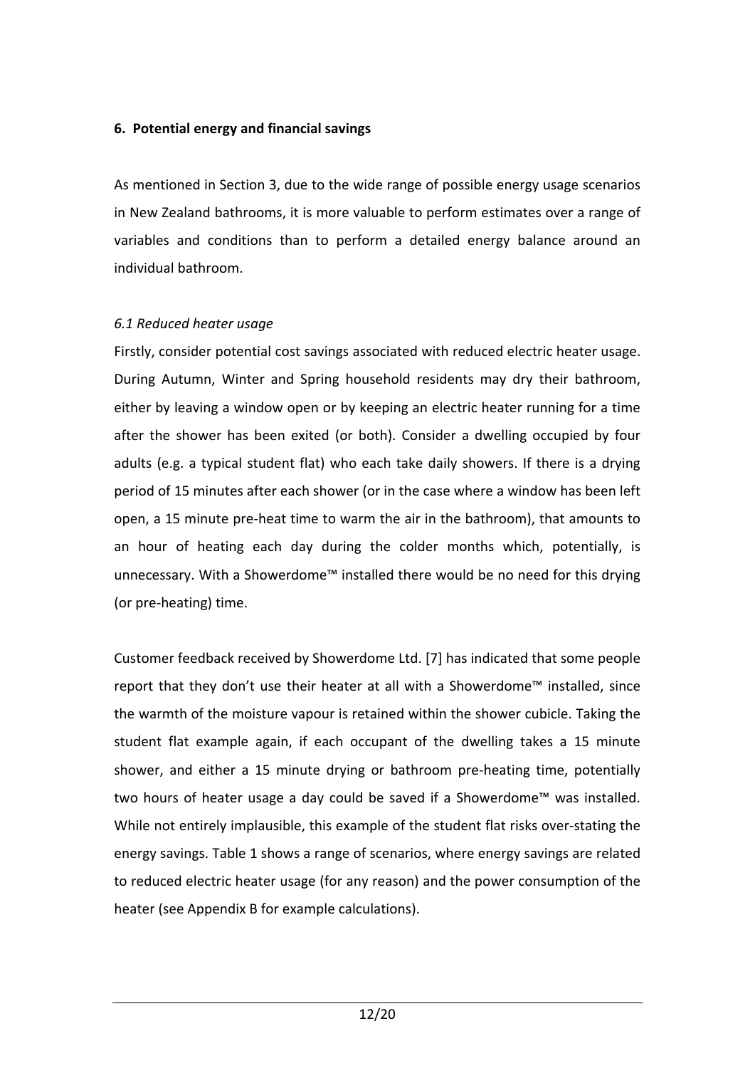## 6. Potential energy and financial savings

As mentioned in Section 3, due to the wide range of possible energy usage scenarios in New Zealand bathrooms, it is more valuable to perform estimates over a range of variables and conditions than to perform a detailed energy balance around an individual bathroom.

### *6.1 Reduced heater usage*

Firstly, consider potential cost savings associated with reduced electric heater usage. During Autumn, Winter and Spring household residents may dry their bathroom, either by leaving a window open or by keeping an electric heater running for a time after the shower has been exited (or both). Consider a dwelling occupied by four adults (e.g. a typical student flat) who each take daily showers. If there is a drying period of 15 minutes after each shower (or in the case where a window has been left open, a 15 minute pre-heat time to warm the air in the bathroom), that amounts to an hour of heating each day during the colder months which, potentially, is unnecessary. With a Showerdome™ installed there would be no need for this drying (or pre-heating) time.

Customer feedback received by Showerdome Ltd. [7] has indicated that some people report that they don't use their heater at all with a Showerdome™ installed, since the warmth of the moisture vapour is retained within the shower cubicle. Taking the student flat example again, if each occupant of the dwelling takes a 15 minute shower, and either a 15 minute drying or bathroom pre-heating time, potentially two hours of heater usage a day could be saved if a Showerdome™ was installed. While not entirely implausible, this example of the student flat risks over-stating the energy savings. Table 1 shows a range of scenarios, where energy savings are related to reduced electric heater usage (for any reason) and the power consumption of the heater (see Appendix B for example calculations).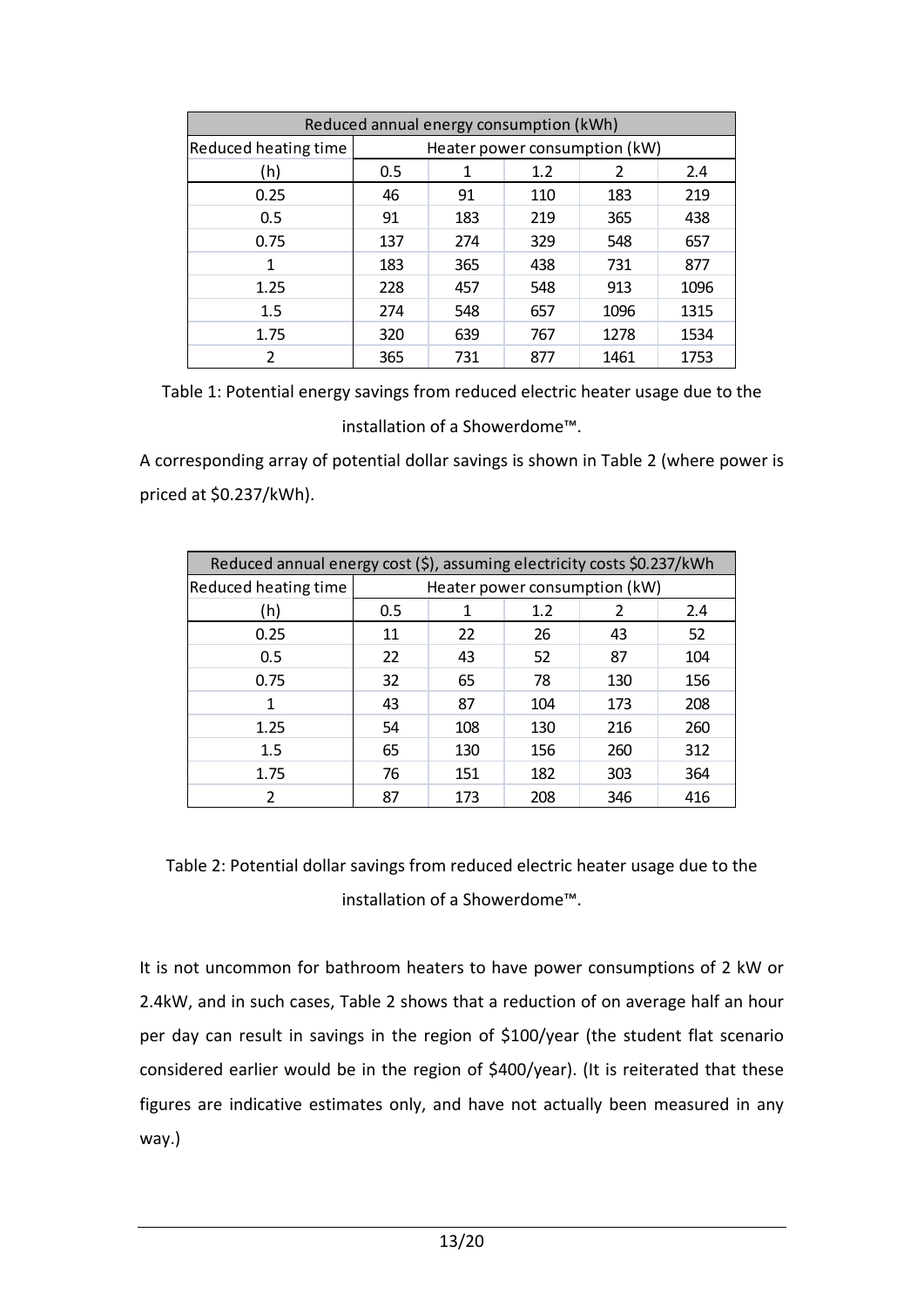| Reduced annual energy consumption (kWh) | | | | | |
|---|---|---|---|---|---|
| Reduced heating time | Heater power consumption (kW) | | | | |
| (h) | 0.5 | 1 | 1.2 | 2 | 2.4 |
| 0.25 | 46 | 91 | 110 | 183 | 219 |
| 0.5 | 91 | 183 | 219 | 365 | 438 |
| 0.75 | 137 | 274 | 329 | 548 | 657 |
| 1 | 183 | 365 | 438 | 731 | 877 |
| 1.25 | 228 | 457 | 548 | 913 | 1096 |
| 1.5 | 274 | 548 | 657 | 1096 | 1315 |
| 1.75 | 320 | 639 | 767 | 1278 | 1534 |
| 2 | 365 | 731 | 877 | 1461 | 1753 |

Table 1: Potential energy savings from reduced electric heater usage due to the installation of a Showerdome™.

A corresponding array of potential dollar savings is shown in Table 2 (where power is priced at $0.237/kWh).

| Reduced annual energy cost ($), assuming electricity costs $0.237/kWh | | | | | |
|---|---|---|---|---|---|
| Reduced heating time | Heater power consumption (kW) | | | | |
| (h) | 0.5 | 1 | 1.2 | 2 | 2.4 |
| 0.25 | 11 | 22 | 26 | 43 | 52 |
| 0.5 | 22 | 43 | 52 | 87 | 104 |
| 0.75 | 32 | 65 | 78 | 130 | 156 |
| 1 | 43 | 87 | 104 | 173 | 208 |
| 1.25 | 54 | 108 | 130 | 216 | 260 |
| 1.5 | 65 | 130 | 156 | 260 | 312 |
| 1.75 | 76 | 151 | 182 | 303 | 364 |
| 2 | 87 | 173 | 208 | 346 | 416 |

Table 2: Potential dollar savings from reduced electric heater usage due to the installation of a Showerdome™.

It is not uncommon for bathroom heaters to have power consumptions of 2 kW or 2.4kW, and in such cases, Table 2 shows that a reduction of on average half an hour per day can result in savings in the region of $100/year (the student flat scenario considered earlier would be in the region of $400/year). (It is reiterated that these figures are indicative estimates only, and have not actually been measured in any way.)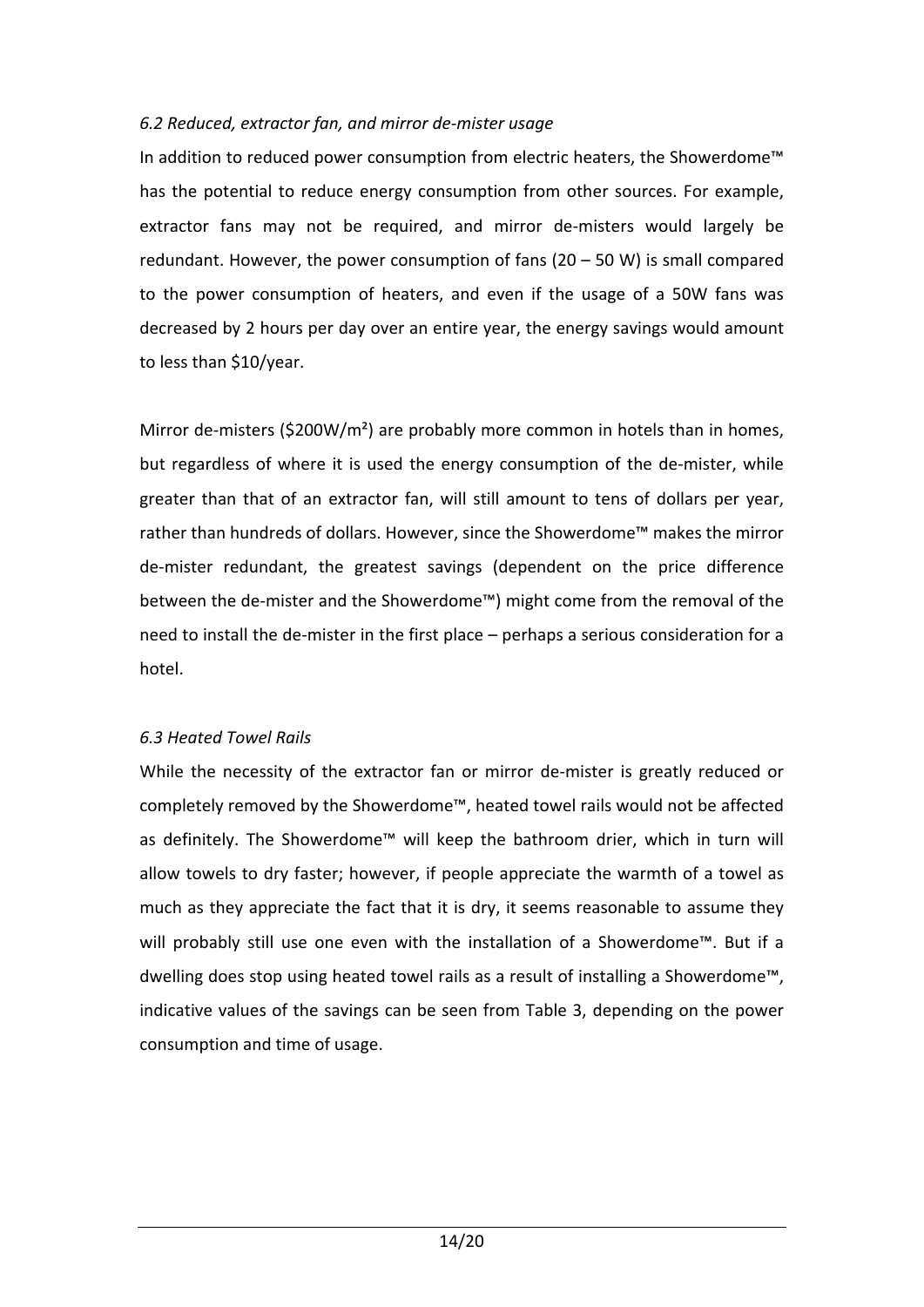*6.2 Reduced, extractor fan, and mirror de-mister usage*

In addition to reduced power consumption from electric heaters, the Showerdome™ has the potential to reduce energy consumption from other sources. For example, extractor fans may not be required, and mirror de-misters would largely be redundant. However, the power consumption of fans (20 – 50 W) is small compared to the power consumption of heaters, and even if the usage of a 50W fans was decreased by 2 hours per day over an entire year, the energy savings would amount to less than \$10/year.

Mirror de-misters (\$200W/m$^2$) are probably more common in hotels than in homes, but regardless of where it is used the energy consumption of the de-mister, while greater than that of an extractor fan, will still amount to tens of dollars per year, rather than hundreds of dollars. However, since the Showerdome™ makes the mirror de-mister redundant, the greatest savings (dependent on the price difference between the de-mister and the Showerdome™) might come from the removal of the need to install the de-mister in the first place – perhaps a serious consideration for a hotel.

*6.3 Heated Towel Rails*

While the necessity of the extractor fan or mirror de-mister is greatly reduced or completely removed by the Showerdome™, heated towel rails would not be affected as definitely. The Showerdome™ will keep the bathroom drier, which in turn will allow towels to dry faster; however, if people appreciate the warmth of a towel as much as they appreciate the fact that it is dry, it seems reasonable to assume they will probably still use one even with the installation of a Showerdome™. But if a dwelling does stop using heated towel rails as a result of installing a Showerdome™, indicative values of the savings can be seen from Table 3, depending on the power consumption and time of usage.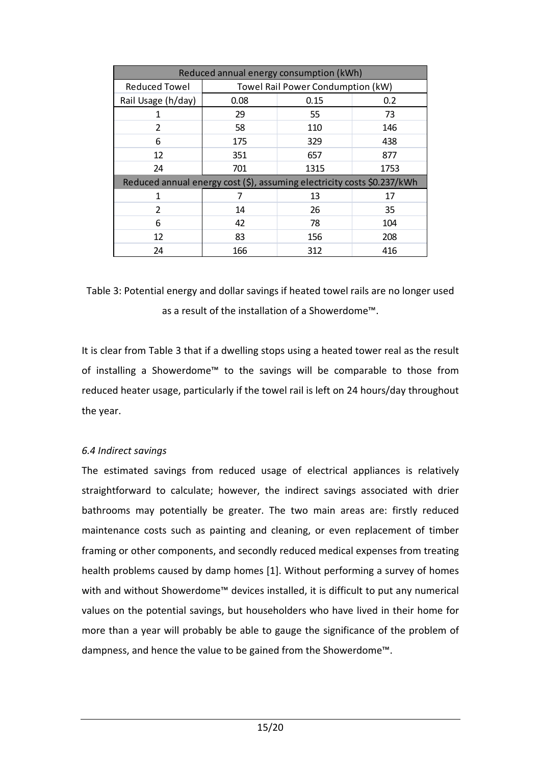| Reduced annual energy consumption (kWh) | | | |
|---|---|---|---|
| Reduced Towel | Towel Rail Power Condumption (kW) | | |
| Rail Usage (h/day) | 0.08 | 0.15 | 0.2 |
| 1 | 29 | 55 | 73 |
| 2 | 58 | 110 | 146 |
| 6 | 175 | 329 | 438 |
| 12 | 351 | 657 | 877 |
| 24 | 701 | 1315 | 1753 |
| Reduced annual energy cost ($), assuming electricity costs $0.237/kWh | | | |
| 1 | 7 | 13 | 17 |
| 2 | 14 | 26 | 35 |
| 6 | 42 | 78 | 104 |
| 12 | 83 | 156 | 208 |
| 24 | 166 | 312 | 416 |

Table 3: Potential energy and dollar savings if heated towel rails are no longer used as a result of the installation of a Showerdome™.

It is clear from Table 3 that if a dwelling stops using a heated tower real as the result of installing a Showerdome™ to the savings will be comparable to those from reduced heater usage, particularly if the towel rail is left on 24 hours/day throughout the year.

*6.4 Indirect savings*

The estimated savings from reduced usage of electrical appliances is relatively straightforward to calculate; however, the indirect savings associated with drier bathrooms may potentially be greater. The two main areas are: firstly reduced maintenance costs such as painting and cleaning, or even replacement of timber framing or other components, and secondly reduced medical expenses from treating health problems caused by damp homes [1]. Without performing a survey of homes with and without Showerdome™ devices installed, it is difficult to put any numerical values on the potential savings, but householders who have lived in their home for more than a year will probably be able to gauge the significance of the problem of dampness, and hence the value to be gained from the Showerdome™.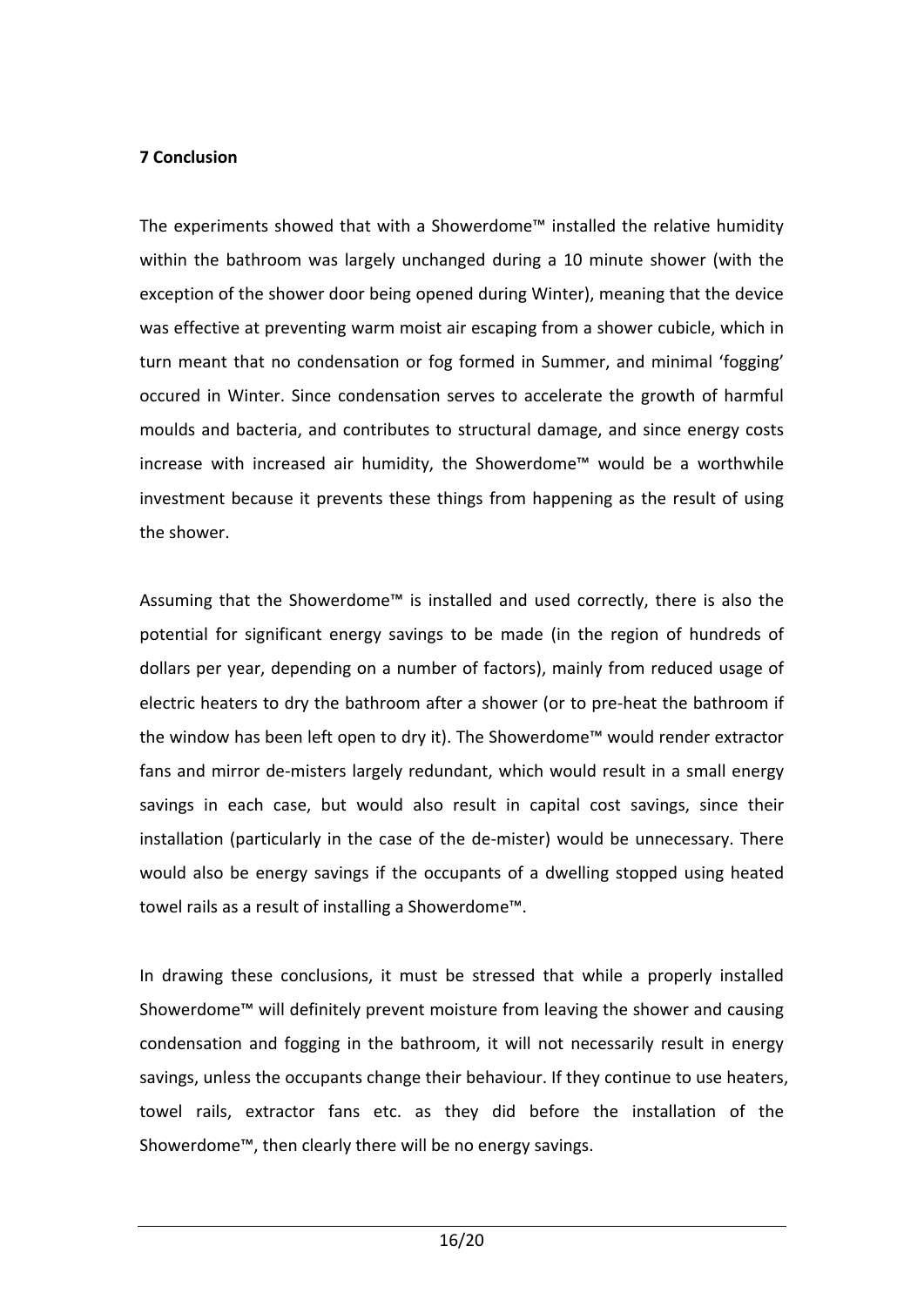## 7 Conclusion

The experiments showed that with a Showerdome™ installed the relative humidity within the bathroom was largely unchanged during a 10 minute shower (with the exception of the shower door being opened during Winter), meaning that the device was effective at preventing warm moist air escaping from a shower cubicle, which in turn meant that no condensation or fog formed in Summer, and minimal 'fogging' occured in Winter. Since condensation serves to accelerate the growth of harmful moulds and bacteria, and contributes to structural damage, and since energy costs increase with increased air humidity, the Showerdome™ would be a worthwhile investment because it prevents these things from happening as the result of using the shower.

Assuming that the Showerdome™ is installed and used correctly, there is also the potential for significant energy savings to be made (in the region of hundreds of dollars per year, depending on a number of factors), mainly from reduced usage of electric heaters to dry the bathroom after a shower (or to pre-heat the bathroom if the window has been left open to dry it). The Showerdome™ would render extractor fans and mirror de-misters largely redundant, which would result in a small energy savings in each case, but would also result in capital cost savings, since their installation (particularly in the case of the de-mister) would be unnecessary. There would also be energy savings if the occupants of a dwelling stopped using heated towel rails as a result of installing a Showerdome™.

In drawing these conclusions, it must be stressed that while a properly installed Showerdome™ will definitely prevent moisture from leaving the shower and causing condensation and fogging in the bathroom, it will not necessarily result in energy savings, unless the occupants change their behaviour. If they continue to use heaters, towel rails, extractor fans etc. as they did before the installation of the Showerdome™, then clearly there will be no energy savings.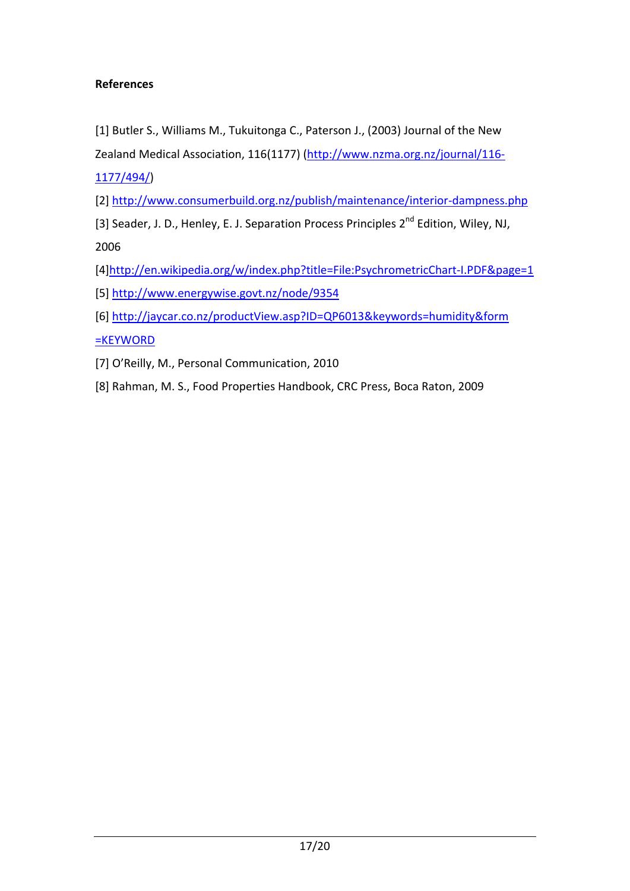**References**

[1] Butler S., Williams M., Tukuitonga C., Paterson J., (2003) Journal of the New Zealand Medical Association, 116(1177) (http://www.nzma.org.nz/journal/116-1177/494/)

[2] http://www.consumerbuild.org.nz/publish/maintenance/interior-dampness.php

[3] Seader, J. D., Henley, E. J. Separation Process Principles 2nd Edition, Wiley, NJ, 2006

[4]http://en.wikipedia.org/w/index.php?title=File:PsychrometricChart-I.PDF&page=1

[5] http://www.energywise.govt.nz/node/9354

[6] http://jaycar.co.nz/productView.asp?ID=QP6013&keywords=humidity&form=KEYWORD

[7] O'Reilly, M., Personal Communication, 2010

[8] Rahman, M. S., Food Properties Handbook, CRC Press, Boca Raton, 2009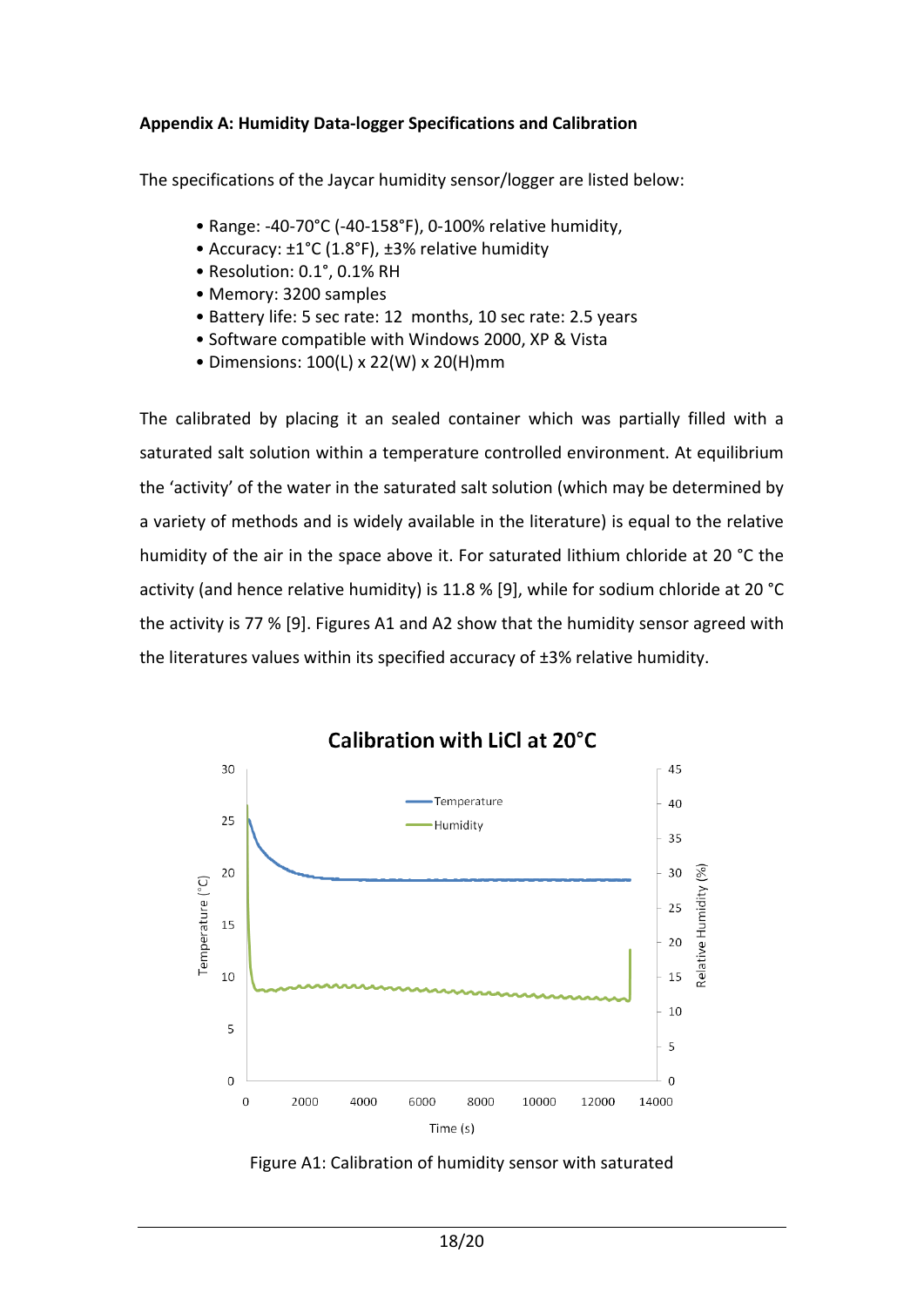**Appendix A: Humidity Data-logger Specifications and Calibration**

The specifications of the Jaycar humidity sensor/logger are listed below:

- Range: -40-70°C (-40-158°F), 0-100% relative humidity,
- Accuracy: ±1°C (1.8°F), ±3% relative humidity
- Resolution: 0.1°, 0.1% RH
- Memory: 3200 samples
- Battery life: 5 sec rate: 12 months, 10 sec rate: 2.5 years
- Software compatible with Windows 2000, XP & Vista
- Dimensions: 100(L) x 22(W) x 20(H)mm

The calibrated by placing it an sealed container which was partially filled with a saturated salt solution within a temperature controlled environment. At equilibrium the 'activity' of the water in the saturated salt solution (which may be determined by a variety of methods and is widely available in the literature) is equal to the relative humidity of the air in the space above it. For saturated lithium chloride at 20 °C the activity (and hence relative humidity) is 11.8 % [9], while for sodium chloride at 20 °C the activity is 77 % [9]. Figures A1 and A2 show that the humidity sensor agreed with the literatures values within its specified accuracy of ±3% relative humidity.

Figure A1: Calibration of humidity sensor with saturated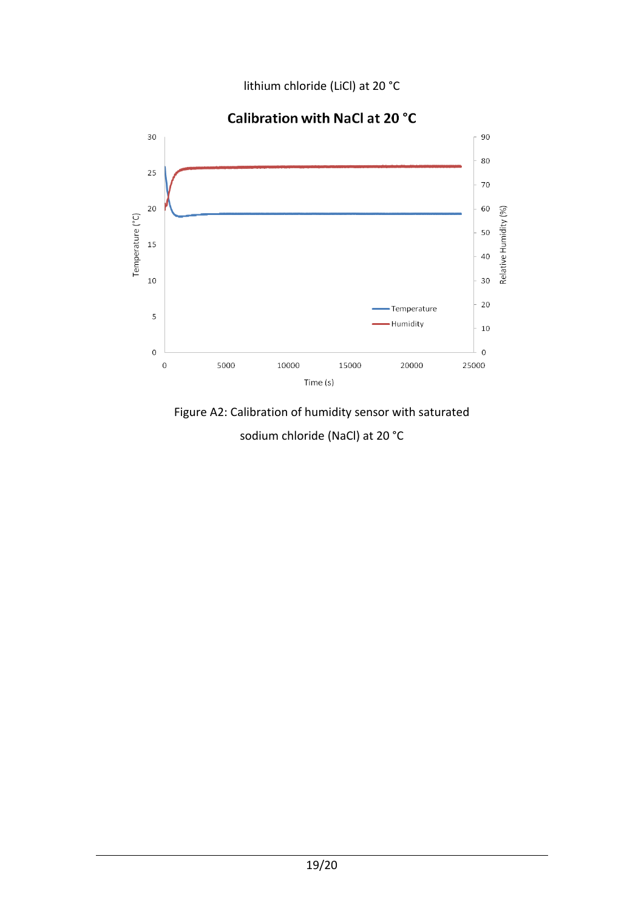lithium chloride (LiCl) at 20 °C

Figure A2: Calibration of humidity sensor with saturated sodium chloride (NaCl) at 20 °C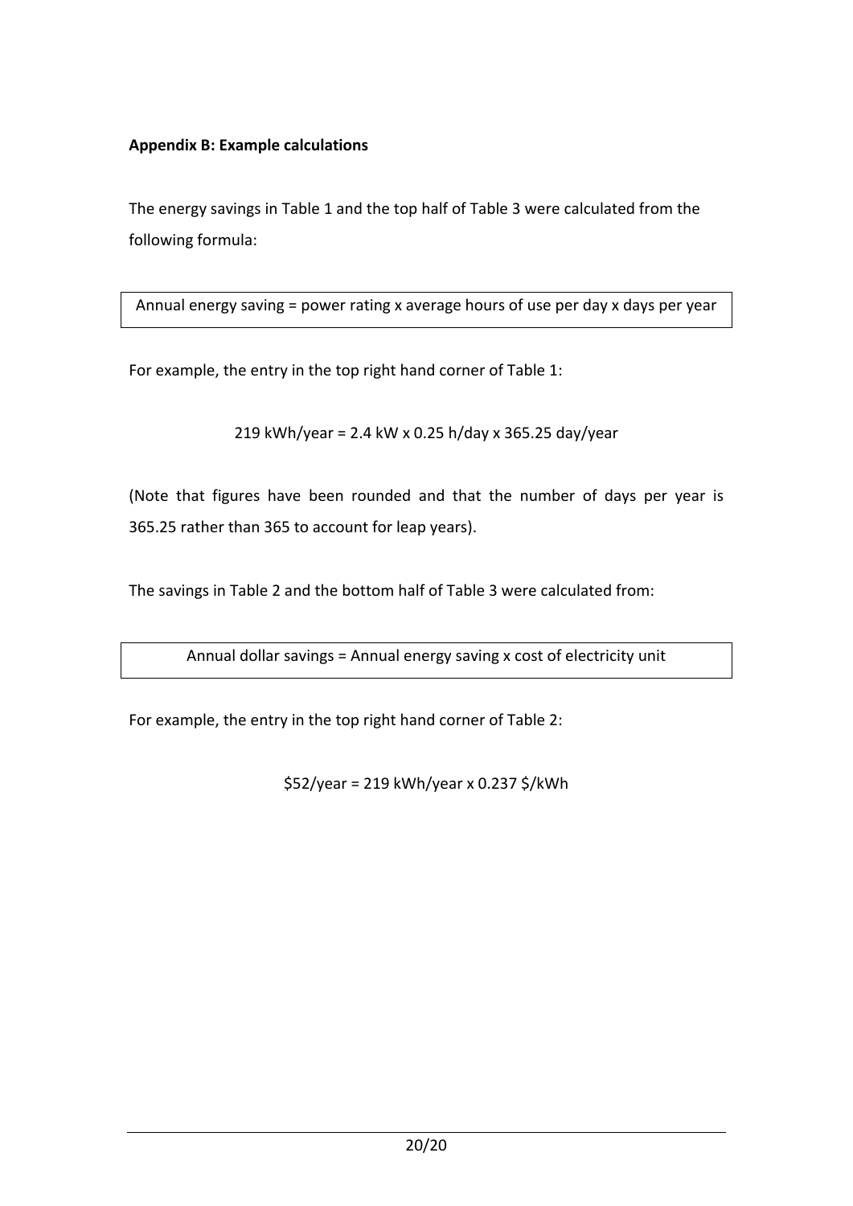**Appendix B: Example calculations**

The energy savings in Table 1 and the top half of Table 3 were calculated from the following formula:

| |
|---|
| Annual energy saving = power rating x average hours of use per day x days per year |

For example, the entry in the top right hand corner of Table 1:

219 kWh/year = 2.4 kW x 0.25 h/day x 365.25 day/year

(Note that figures have been rounded and that the number of days per year is 365.25 rather than 365 to account for leap years).

The savings in Table 2 and the bottom half of Table 3 were calculated from:

| |
|---|
| Annual dollar savings = Annual energy saving x cost of electricity unit |

For example, the entry in the top right hand corner of Table 2:

$52/year = 219 kWh/year x 0.237 $/kWh